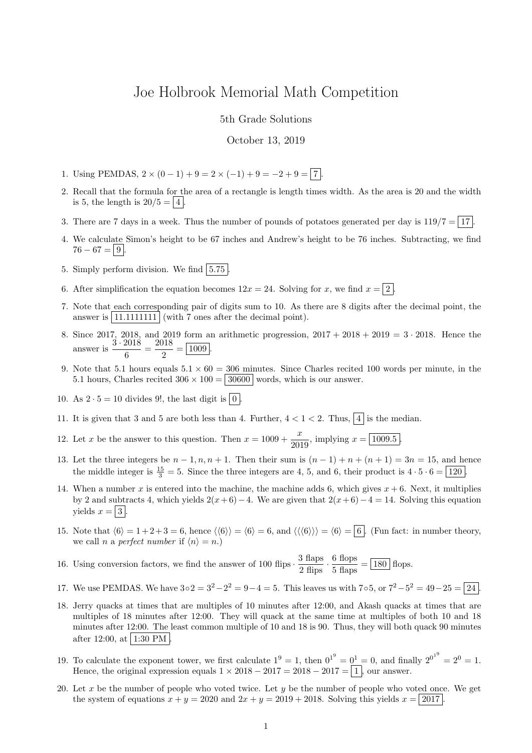# Joe Holbrook Memorial Math Competition

5th Grade Solutions

October 13, 2019

1. Using PEMDAS, $2 \times (0 - 1) + 9 = 2 \times (-1) + 9 = -2 + 9 = \boxed{7}$.

2. Recall that the formula for the area of a rectangle is length times width. As the area is 20 and the width is 5, the length is $20/5 = \boxed{4}$.

3. There are 7 days in a week. Thus the number of pounds of potatoes generated per day is $119/7 = \boxed{17}$.

4. We calculate Simon's height to be 67 inches and Andrew's height to be 76 inches. Subtracting, we find $76 - 67 = \boxed{9}$.

5. Simply perform division. We find $\boxed{5.75}$.

6. After simplification the equation becomes $12x = 24$. Solving for $x$, we find $x = \boxed{2}$.

7. Note that each corresponding pair of digits sum to 10. As there are 8 digits after the decimal point, the answer is $\boxed{11.1111111}$ (with 7 ones after the decimal point).

8. Since 2017, 2018, and 2019 form an arithmetic progression, $2017 + 2018 + 2019 = 3 \cdot 2018$. Hence the answer is $\dfrac{3 \cdot 2018}{6} = \dfrac{2018}{2} = \boxed{1009}$.

9. Note that 5.1 hours equals $5.1 \times 60 = 306$ minutes. Since Charles recited 100 words per minute, in the 5.1 hours, Charles recited $306 \times 100 = \boxed{30600}$ words, which is our answer.

10. As $2 \cdot 5 = 10$ divides $9!$, the last digit is $\boxed{0}$.

11. It is given that 3 and 5 are both less than 4. Further, $4 < 1 < 2$. Thus, $\boxed{4}$ is the median.

12. Let $x$ be the answer to this question. Then $x = 1009 + \dfrac{x}{2019}$, implying $x = \boxed{1009.5}$.

13. Let the three integers be $n-1, n, n+1$. Then their sum is $(n-1) + n + (n+1) = 3n = 15$, and hence the middle integer is $\frac{15}{3} = 5$. Since the three integers are 4, 5, and 6, their product is $4 \cdot 5 \cdot 6 = \boxed{120}$.

14. When a number $x$ is entered into the machine, the machine adds 6, which gives $x + 6$. Next, it multiplies by 2 and subtracts 4, which yields $2(x + 6) - 4$. We are given that $2(x + 6) - 4 = 14$. Solving this equation yields $x = \boxed{3}$.

15. Note that $\langle 6 \rangle = 1 + 2 + 3 = 6$, hence $\langle\langle 6 \rangle\rangle = \langle 6 \rangle = 6$, and $\langle\langle\langle 6 \rangle\rangle\rangle = \langle 6 \rangle = \boxed{6}$. (Fun fact: in number theory, we call $n$ a *perfect number* if $\langle n \rangle = n$.)

16. Using conversion factors, we find the answer of $100 \text{ flips} \cdot \dfrac{3 \text{ flaps}}{2 \text{ flips}} \cdot \dfrac{6 \text{ flops}}{5 \text{ flaps}} = \boxed{180}$ flops.

17. We use PEMDAS. We have $3 \circ 2 = 3^2 - 2^2 = 9 - 4 = 5$. This leaves us with $7 \circ 5$, or $7^2 - 5^2 = 49 - 25 = \boxed{24}$.

18. Jerry quacks at times that are multiples of 10 minutes after 12:00, and Akash quacks at times that are multiples of 18 minutes after 12:00. They will quack at the same time at multiples of both 10 and 18 minutes after 12:00. The least common multiple of 10 and 18 is 90. Thus, they will both quack 90 minutes after 12:00, at $\boxed{\text{1:30 PM}}$.

19. To calculate the exponent tower, we first calculate $1^9 = 1$, then $0^{1^9} = 0^1 = 0$, and finally $2^{0^{1^9}} = 2^0 = 1$. Hence, the original expression equals $1 \times 2018 - 2017 = 2018 - 2017 = \boxed{1}$, our answer.

20. Let $x$ be the number of people who voted twice. Let $y$ be the number of people who voted once. We get the system of equations $x + y = 2020$ and $2x + y = 2019 + 2018$. Solving this yields $x = \boxed{2017}$.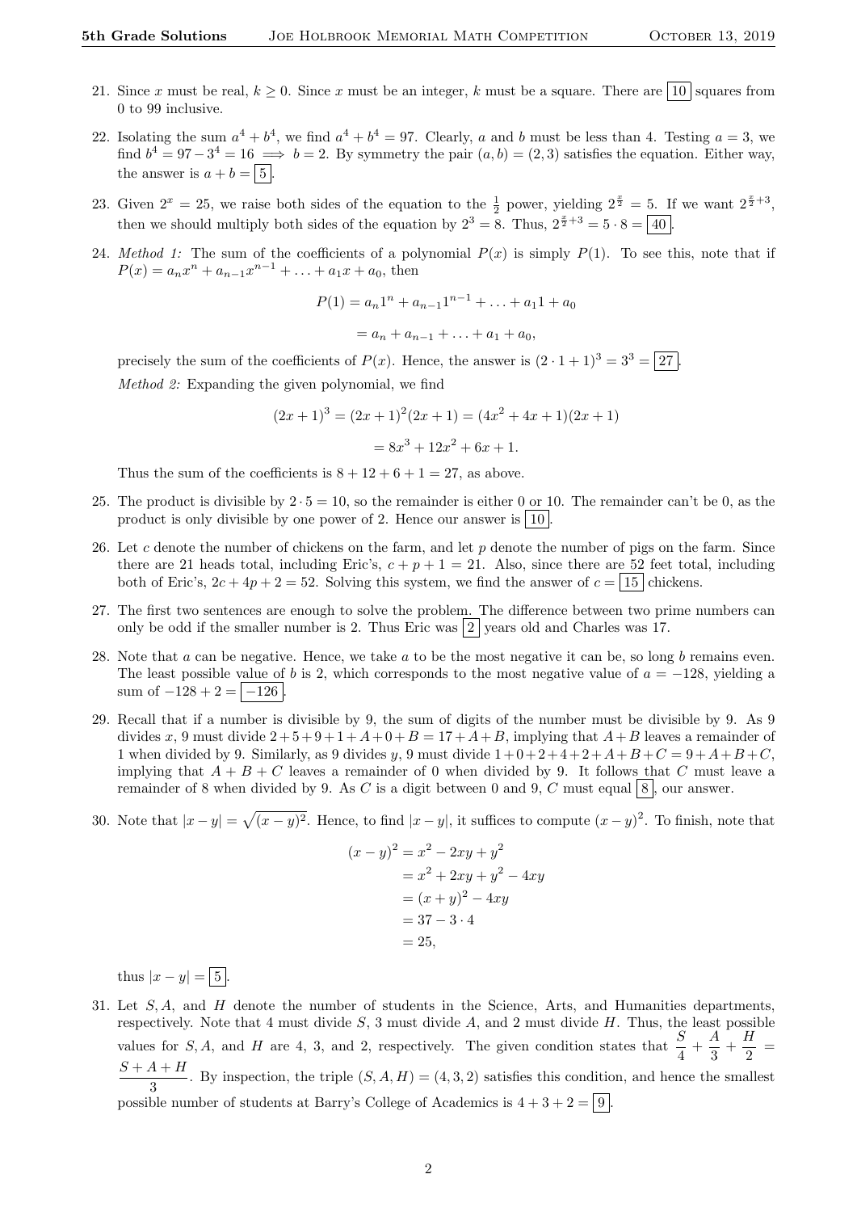21. Since $x$ must be real, $k \geq 0$. Since $x$ must be an integer, $k$ must be a square. There are $\boxed{10}$ squares from 0 to 99 inclusive.

22. Isolating the sum $a^4 + b^4$, we find $a^4 + b^4 = 97$. Clearly, $a$ and $b$ must be less than 4. Testing $a = 3$, we find $b^4 = 97 - 3^4 = 16 \implies b = 2$. By symmetry the pair $(a, b) = (2, 3)$ satisfies the equation. Either way, the answer is $a + b = \boxed{5}$.

23. Given $2^x = 25$, we raise both sides of the equation to the $\frac{1}{2}$ power, yielding $2^{\frac{x}{2}} = 5$. If we want $2^{\frac{x}{2}+3}$, then we should multiply both sides of the equation by $2^3 = 8$. Thus, $2^{\frac{x}{2}+3} = 5 \cdot 8 = \boxed{40}$.

24. *Method 1:* The sum of the coefficients of a polynomial $P(x)$ is simply $P(1)$. To see this, note that if $P(x) = a_n x^n + a_{n-1}x^{n-1} + \ldots + a_1 x + a_0$, then

$$P(1) = a_n 1^n + a_{n-1}1^{n-1} + \ldots + a_1 1 + a_0$$

$$= a_n + a_{n-1} + \ldots + a_1 + a_0,$$

precisely the sum of the coefficients of $P(x)$. Hence, the answer is $(2 \cdot 1 + 1)^3 = 3^3 = \boxed{27}$.

*Method 2:* Expanding the given polynomial, we find

$$(2x+1)^3 = (2x+1)^2(2x+1) = (4x^2 + 4x + 1)(2x + 1)$$

$$= 8x^3 + 12x^2 + 6x + 1.$$

Thus the sum of the coefficients is $8 + 12 + 6 + 1 = 27$, as above.

25. The product is divisible by $2 \cdot 5 = 10$, so the remainder is either 0 or 10. The remainder can't be 0, as the product is only divisible by one power of 2. Hence our answer is $\boxed{10}$.

26. Let $c$ denote the number of chickens on the farm, and let $p$ denote the number of pigs on the farm. Since there are 21 heads total, including Eric's, $c + p + 1 = 21$. Also, since there are 52 feet total, including both of Eric's, $2c + 4p + 2 = 52$. Solving this system, we find the answer of $c = \boxed{15}$ chickens.

27. The first two sentences are enough to solve the problem. The difference between two prime numbers can only be odd if the smaller number is 2. Thus Eric was $\boxed{2}$ years old and Charles was 17.

28. Note that $a$ can be negative. Hence, we take $a$ to be the most negative it can be, so long $b$ remains even. The least possible value of $b$ is 2, which corresponds to the most negative value of $a = -128$, yielding a sum of $-128 + 2 = \boxed{-126}$.

29. Recall that if a number is divisible by 9, the sum of digits of the number must be divisible by 9. As 9 divides $x$, 9 must divide $2+5+9+1+A+0+B = 17+A+B$, implying that $A+B$ leaves a remainder of 1 when divided by 9. Similarly, as 9 divides $y$, 9 must divide $1+0+2+4+2+A+B+C = 9+A+B+C$, implying that $A + B + C$ leaves a remainder of 0 when divided by 9. It follows that $C$ must leave a remainder of 8 when divided by 9. As $C$ is a digit between 0 and 9, $C$ must equal $\boxed{8}$, our answer.

30. Note that $|x - y| = \sqrt{(x-y)^2}$. Hence, to find $|x - y|$, it suffices to compute $(x - y)^2$. To finish, note that

$$\begin{aligned}
(x-y)^2 &= x^2 - 2xy + y^2 \\
&= x^2 + 2xy + y^2 - 4xy \\
&= (x+y)^2 - 4xy \\
&= 37 - 3 \cdot 4 \\
&= 25,
\end{aligned}$$

thus $|x - y| = \boxed{5}$.

31. Let $S, A$, and $H$ denote the number of students in the Science, Arts, and Humanities departments, respectively. Note that 4 must divide $S$, 3 must divide $A$, and 2 must divide $H$. Thus, the least possible values for $S, A$, and $H$ are 4, 3, and 2, respectively. The given condition states that $\frac{S}{4} + \frac{A}{3} + \frac{H}{2} = \frac{S+A+H}{3}$. By inspection, the triple $(S, A, H) = (4, 3, 2)$ satisfies this condition, and hence the smallest possible number of students at Barry's College of Academics is $4 + 3 + 2 = \boxed{9}$.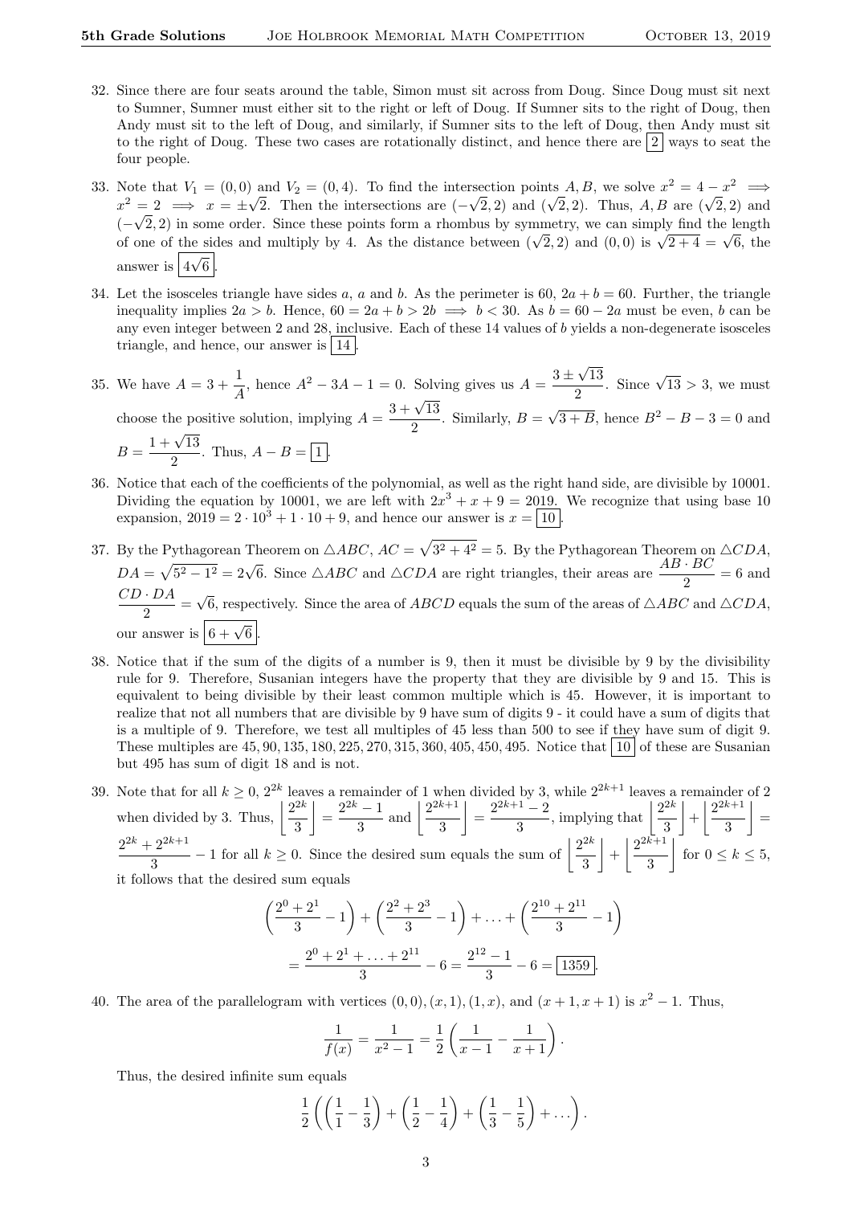32. Since there are four seats around the table, Simon must sit across from Doug. Since Doug must sit next to Sumner, Sumner must either sit to the right or left of Doug. If Sumner sits to the right of Doug, then Andy must sit to the left of Doug, and similarly, if Sumner sits to the left of Doug, then Andy must sit to the right of Doug. These two cases are rotationally distinct, and hence there are $\boxed{2}$ ways to seat the four people.

33. Note that $V_1 = (0, 0)$ and $V_2 = (0, 4)$. To find the intersection points $A, B$, we solve $x^2 = 4 - x^2 \implies x^2 = 2 \implies x = \pm\sqrt{2}$. Then the intersections are $(-\sqrt{2}, 2)$ and $(\sqrt{2}, 2)$. Thus, $A, B$ are $(\sqrt{2}, 2)$ and $(-\sqrt{2}, 2)$ in some order. Since these points form a rhombus by symmetry, we can simply find the length of one of the sides and multiply by 4. As the distance between $(\sqrt{2}, 2)$ and $(0, 0)$ is $\sqrt{2+4} = \sqrt{6}$, the answer is $\boxed{4\sqrt{6}}$.

34. Let the isosceles triangle have sides $a$, $a$ and $b$. As the perimeter is 60, $2a + b = 60$. Further, the triangle inequality implies $2a > b$. Hence, $60 = 2a + b > 2b \implies b < 30$. As $b = 60 - 2a$ must be even, $b$ can be any even integer between 2 and 28, inclusive. Each of these 14 values of $b$ yields a non-degenerate isosceles triangle, and hence, our answer is $\boxed{14}$.

35. We have $A = 3 + \dfrac{1}{A}$, hence $A^2 - 3A - 1 = 0$. Solving gives us $A = \dfrac{3 \pm \sqrt{13}}{2}$. Since $\sqrt{13} > 3$, we must choose the positive solution, implying $A = \dfrac{3 + \sqrt{13}}{2}$. Similarly, $B = \sqrt{3 + B}$, hence $B^2 - B - 3 = 0$ and $B = \dfrac{1 + \sqrt{13}}{2}$. Thus, $A - B = \boxed{1}$.

36. Notice that each of the coefficients of the polynomial, as well as the right hand side, are divisible by 10001. Dividing the equation by 10001, we are left with $2x^3 + x + 9 = 2019$. We recognize that using base 10 expansion, $2019 = 2 \cdot 10^3 + 1 \cdot 10 + 9$, and hence our answer is $x = \boxed{10}$.

37. By the Pythagorean Theorem on $\triangle ABC$, $AC = \sqrt{3^2 + 4^2} = 5$. By the Pythagorean Theorem on $\triangle CDA$, $DA = \sqrt{5^2 - 1^2} = 2\sqrt{6}$. Since $\triangle ABC$ and $\triangle CDA$ are right triangles, their areas are $\dfrac{AB \cdot BC}{2} = 6$ and $\dfrac{CD \cdot DA}{2} = \sqrt{6}$, respectively. Since the area of $ABCD$ equals the sum of the areas of $\triangle ABC$ and $\triangle CDA$, our answer is $\boxed{6 + \sqrt{6}}$.

38. Notice that if the sum of the digits of a number is 9, then it must be divisible by 9 by the divisibility rule for 9. Therefore, Susanian integers have the property that they are divisible by 9 and 15. This is equivalent to being divisible by their least common multiple which is 45. However, it is important to realize that not all numbers that are divisible by 9 have sum of digits 9 - it could have a sum of digits that is a multiple of 9. Therefore, we test all multiples of 45 less than 500 to see if they have sum of digit 9. These multiples are $45, 90, 135, 180, 225, 270, 315, 360, 405, 450, 495$. Notice that $\boxed{10}$ of these are Susanian but 495 has sum of digit 18 and is not.

39. Note that for all $k \geq 0$, $2^{2k}$ leaves a remainder of 1 when divided by 3, while $2^{2k+1}$ leaves a remainder of 2 when divided by 3. Thus, $\left\lfloor \dfrac{2^{2k}}{3} \right\rfloor = \dfrac{2^{2k} - 1}{3}$ and $\left\lfloor \dfrac{2^{2k+1}}{3} \right\rfloor = \dfrac{2^{2k+1} - 2}{3}$, implying that $\left\lfloor \dfrac{2^{2k}}{3} \right\rfloor + \left\lfloor \dfrac{2^{2k+1}}{3} \right\rfloor = \dfrac{2^{2k} + 2^{2k+1}}{3} - 1$ for all $k \geq 0$. Since the desired sum equals the sum of $\left\lfloor \dfrac{2^{2k}}{3} \right\rfloor + \left\lfloor \dfrac{2^{2k+1}}{3} \right\rfloor$ for $0 \leq k \leq 5$, it follows that the desired sum equals

$$\left(\frac{2^0 + 2^1}{3} - 1\right) + \left(\frac{2^2 + 2^3}{3} - 1\right) + \ldots + \left(\frac{2^{10} + 2^{11}}{3} - 1\right)$$
$$= \frac{2^0 + 2^1 + \ldots + 2^{11}}{3} - 6 = \frac{2^{12} - 1}{3} - 6 = \boxed{1359}.$$

40. The area of the parallelogram with vertices $(0, 0), (x, 1), (1, x)$, and $(x + 1, x + 1)$ is $x^2 - 1$. Thus,

$$\frac{1}{f(x)} = \frac{1}{x^2 - 1} = \frac{1}{2}\left(\frac{1}{x - 1} - \frac{1}{x + 1}\right).$$

Thus, the desired infinite sum equals

$$\frac{1}{2}\left(\left(\frac{1}{1} - \frac{1}{3}\right) + \left(\frac{1}{2} - \frac{1}{4}\right) + \left(\frac{1}{3} - \frac{1}{5}\right) + \ldots\right).$$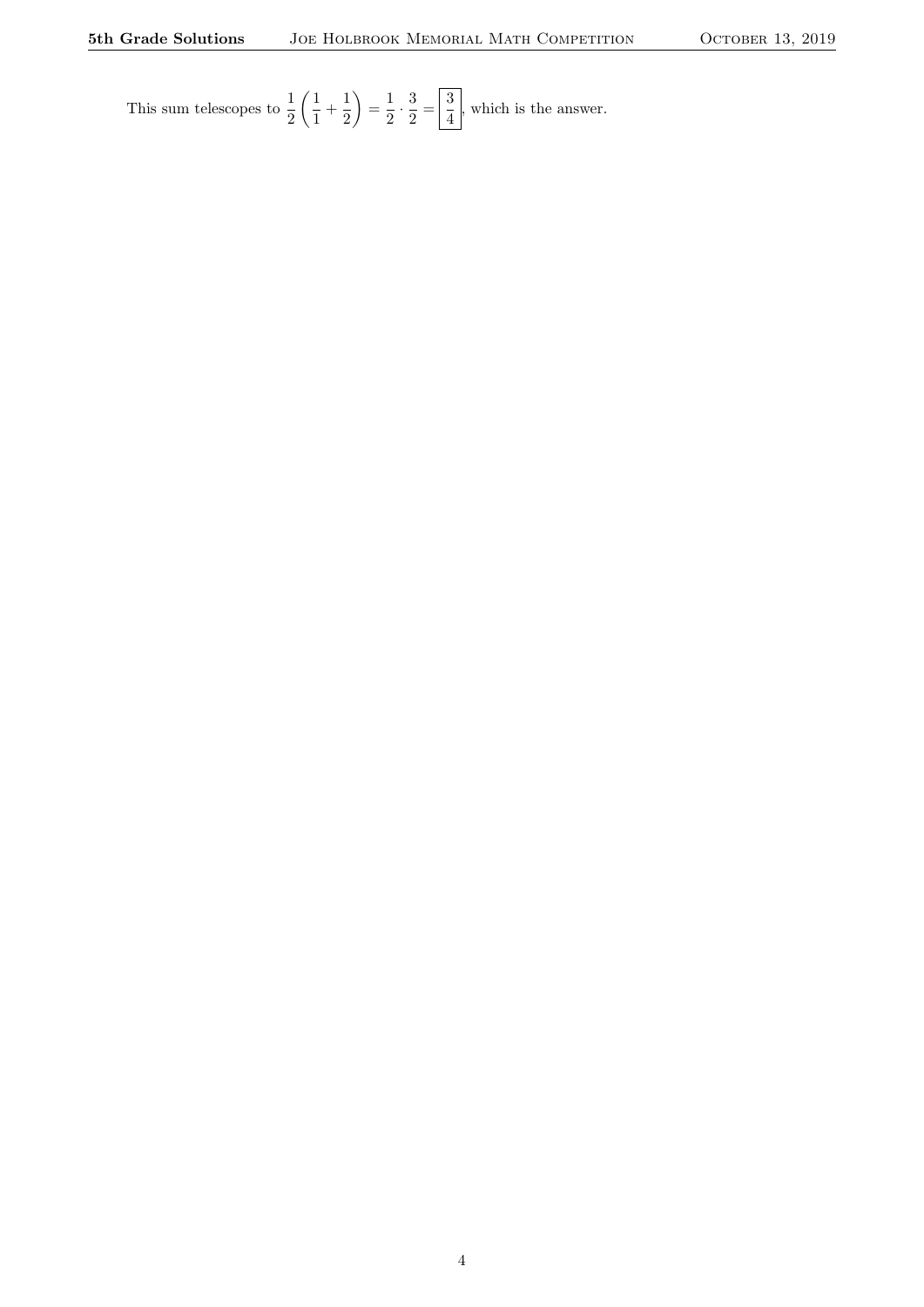This sum telescopes to $\frac{1}{2}\left(\frac{1}{1}+\frac{1}{2}\right) = \frac{1}{2} \cdot \frac{3}{2} = \boxed{\frac{3}{4}}$, which is the answer.